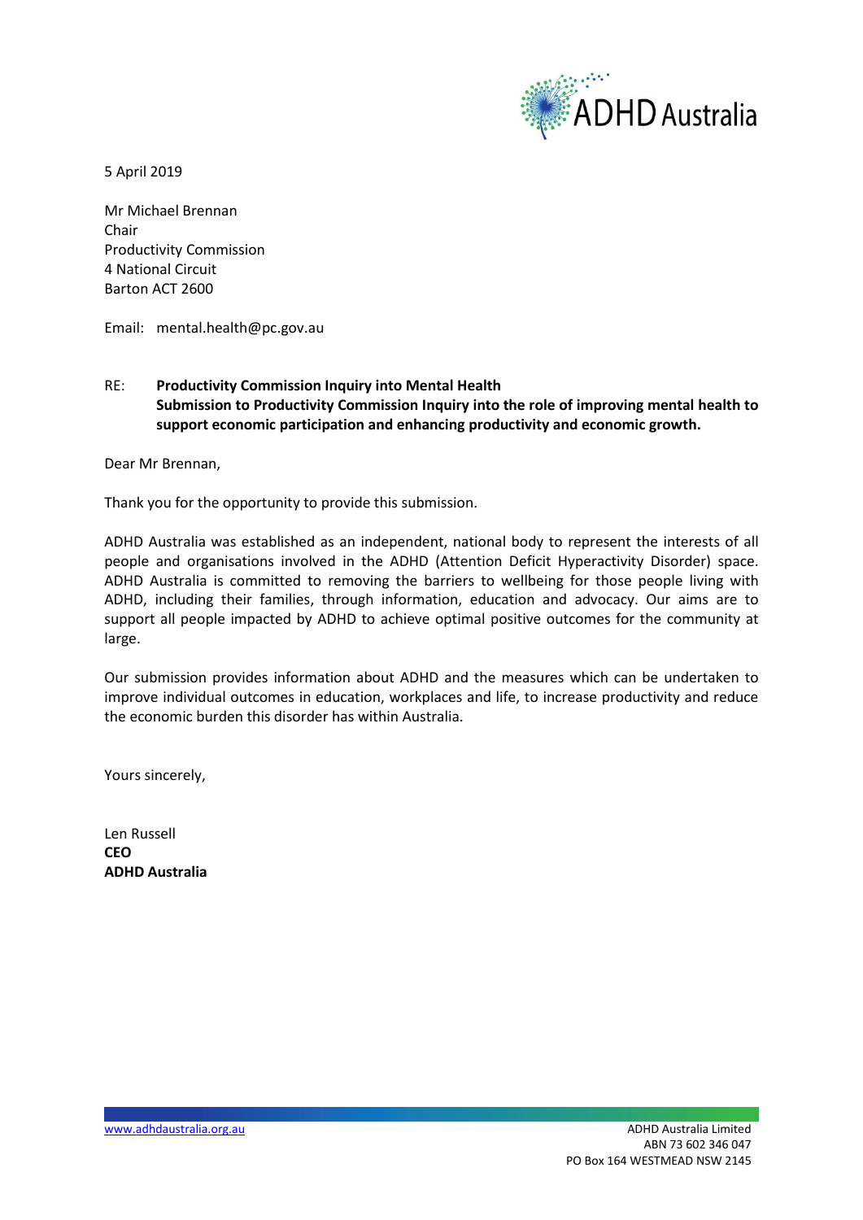ADHD Australia

5 April 2019

Mr Michael Brennan
Chair
Productivity Commission
4 National Circuit
Barton ACT 2600

Email: mental.health@pc.gov.au

RE: **Productivity Commission Inquiry into Mental Health**
**Submission to Productivity Commission Inquiry into the role of improving mental health to support economic participation and enhancing productivity and economic growth.**

Dear Mr Brennan,

Thank you for the opportunity to provide this submission.

ADHD Australia was established as an independent, national body to represent the interests of all people and organisations involved in the ADHD (Attention Deficit Hyperactivity Disorder) space. ADHD Australia is committed to removing the barriers to wellbeing for those people living with ADHD, including their families, through information, education and advocacy. Our aims are to support all people impacted by ADHD to achieve optimal positive outcomes for the community at large.

Our submission provides information about ADHD and the measures which can be undertaken to improve individual outcomes in education, workplaces and life, to increase productivity and reduce the economic burden this disorder has within Australia.

Yours sincerely,

Len Russell
**CEO**
**ADHD Australia**

www.adhdaustralia.org.au

ADHD Australia Limited
ABN 73 602 346 047
PO Box 164 WESTMEAD NSW 2145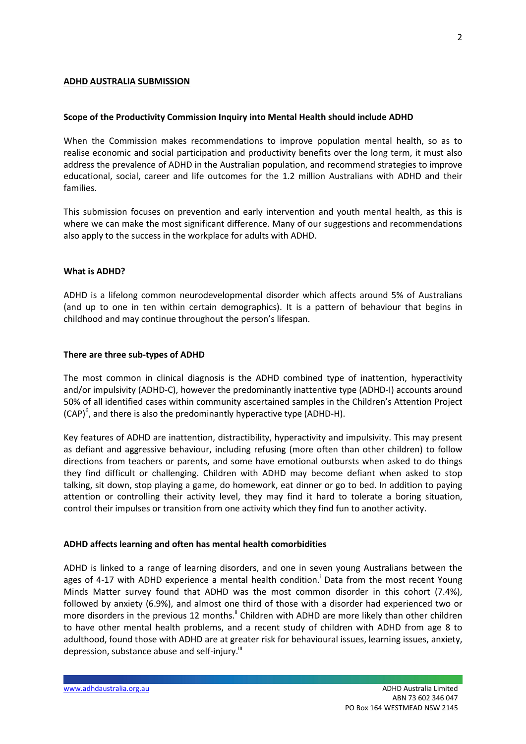**ADHD AUSTRALIA SUBMISSION**

**Scope of the Productivity Commission Inquiry into Mental Health should include ADHD**

When the Commission makes recommendations to improve population mental health, so as to realise economic and social participation and productivity benefits over the long term, it must also address the prevalence of ADHD in the Australian population, and recommend strategies to improve educational, social, career and life outcomes for the 1.2 million Australians with ADHD and their families.

This submission focuses on prevention and early intervention and youth mental health, as this is where we can make the most significant difference. Many of our suggestions and recommendations also apply to the success in the workplace for adults with ADHD.

**What is ADHD?**

ADHD is a lifelong common neurodevelopmental disorder which affects around 5% of Australians (and up to one in ten within certain demographics). It is a pattern of behaviour that begins in childhood and may continue throughout the person's lifespan.

**There are three sub-types of ADHD**

The most common in clinical diagnosis is the ADHD combined type of inattention, hyperactivity and/or impulsivity (ADHD-C), however the predominantly inattentive type (ADHD-I) accounts around 50% of all identified cases within community ascertained samples in the Children's Attention Project (CAP)[6], and there is also the predominantly hyperactive type (ADHD-H).

Key features of ADHD are inattention, distractibility, hyperactivity and impulsivity. This may present as defiant and aggressive behaviour, including refusing (more often than other children) to follow directions from teachers or parents, and some have emotional outbursts when asked to do things they find difficult or challenging. Children with ADHD may become defiant when asked to stop talking, sit down, stop playing a game, do homework, eat dinner or go to bed. In addition to paying attention or controlling their activity level, they may find it hard to tolerate a boring situation, control their impulses or transition from one activity which they find fun to another activity.

**ADHD affects learning and often has mental health comorbidities**

ADHD is linked to a range of learning disorders, and one in seven young Australians between the ages of 4-17 with ADHD experience a mental health condition.[i] Data from the most recent Young Minds Matter survey found that ADHD was the most common disorder in this cohort (7.4%), followed by anxiety (6.9%), and almost one third of those with a disorder had experienced two or more disorders in the previous 12 months.[ii] Children with ADHD are more likely than other children to have other mental health problems, and a recent study of children with ADHD from age 8 to adulthood, found those with ADHD are at greater risk for behavioural issues, learning issues, anxiety, depression, substance abuse and self-injury.[iii]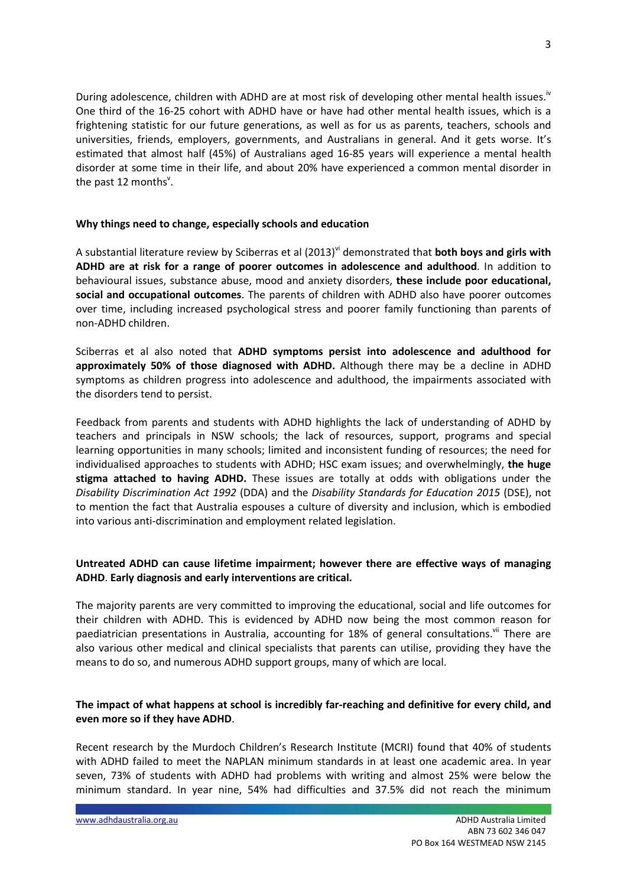During adolescence, children with ADHD are at most risk of developing other mental health issues.[iv] One third of the 16-25 cohort with ADHD have or have had other mental health issues, which is a frightening statistic for our future generations, as well as for us as parents, teachers, schools and universities, friends, employers, governments, and Australians in general. And it gets worse. It's estimated that almost half (45%) of Australians aged 16-85 years will experience a mental health disorder at some time in their life, and about 20% have experienced a common mental disorder in the past 12 months[v].

**Why things need to change, especially schools and education**

A substantial literature review by Sciberras et al (2013)[vi] demonstrated that **both boys and girls with ADHD are at risk for a range of poorer outcomes in adolescence and adulthood**. In addition to behavioural issues, substance abuse, mood and anxiety disorders, **these include poor educational, social and occupational outcomes**. The parents of children with ADHD also have poorer outcomes over time, including increased psychological stress and poorer family functioning than parents of non-ADHD children.

Sciberras et al also noted that **ADHD symptoms persist into adolescence and adulthood for approximately 50% of those diagnosed with ADHD.** Although there may be a decline in ADHD symptoms as children progress into adolescence and adulthood, the impairments associated with the disorders tend to persist.

Feedback from parents and students with ADHD highlights the lack of understanding of ADHD by teachers and principals in NSW schools; the lack of resources, support, programs and special learning opportunities in many schools; limited and inconsistent funding of resources; the need for individualised approaches to students with ADHD; HSC exam issues; and overwhelmingly, **the huge stigma attached to having ADHD.** These issues are totally at odds with obligations under the *Disability Discrimination Act 1992* (DDA) and the *Disability Standards for Education 2015* (DSE), not to mention the fact that Australia espouses a culture of diversity and inclusion, which is embodied into various anti-discrimination and employment related legislation.

**Untreated ADHD can cause lifetime impairment; however there are effective ways of managing ADHD**. **Early diagnosis and early interventions are critical.**

The majority parents are very committed to improving the educational, social and life outcomes for their children with ADHD. This is evidenced by ADHD now being the most common reason for paediatrician presentations in Australia, accounting for 18% of general consultations.[vii] There are also various other medical and clinical specialists that parents can utilise, providing they have the means to do so, and numerous ADHD support groups, many of which are local.

**The impact of what happens at school is incredibly far-reaching and definitive for every child, and even more so if they have ADHD**.

Recent research by the Murdoch Children's Research Institute (MCRI) found that 40% of students with ADHD failed to meet the NAPLAN minimum standards in at least one academic area. In year seven, 73% of students with ADHD had problems with writing and almost 25% were below the minimum standard. In year nine, 54% had difficulties and 37.5% did not reach the minimum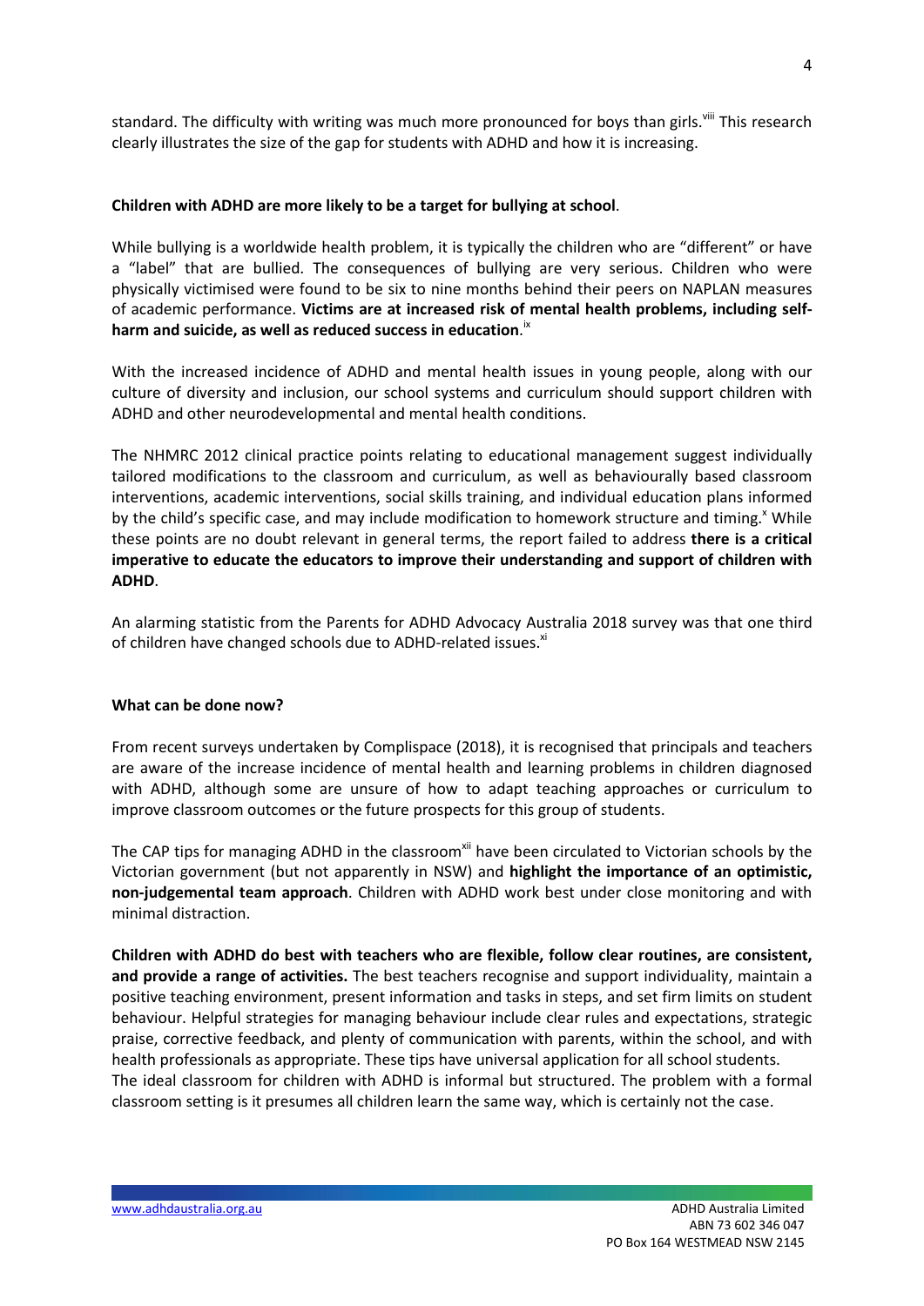standard. The difficulty with writing was much more pronounced for boys than girls.[viii] This research clearly illustrates the size of the gap for students with ADHD and how it is increasing.

**Children with ADHD are more likely to be a target for bullying at school**.

While bullying is a worldwide health problem, it is typically the children who are "different" or have a "label" that are bullied. The consequences of bullying are very serious. Children who were physically victimised were found to be six to nine months behind their peers on NAPLAN measures of academic performance. **Victims are at increased risk of mental health problems, including self-harm and suicide, as well as reduced success in education**.[ix]

With the increased incidence of ADHD and mental health issues in young people, along with our culture of diversity and inclusion, our school systems and curriculum should support children with ADHD and other neurodevelopmental and mental health conditions.

The NHMRC 2012 clinical practice points relating to educational management suggest individually tailored modifications to the classroom and curriculum, as well as behaviourally based classroom interventions, academic interventions, social skills training, and individual education plans informed by the child's specific case, and may include modification to homework structure and timing.[x] While these points are no doubt relevant in general terms, the report failed to address **there is a critical imperative to educate the educators to improve their understanding and support of children with ADHD**.

An alarming statistic from the Parents for ADHD Advocacy Australia 2018 survey was that one third of children have changed schools due to ADHD-related issues.[xi]

**What can be done now?**

From recent surveys undertaken by Complispace (2018), it is recognised that principals and teachers are aware of the increase incidence of mental health and learning problems in children diagnosed with ADHD, although some are unsure of how to adapt teaching approaches or curriculum to improve classroom outcomes or the future prospects for this group of students.

The CAP tips for managing ADHD in the classroom[xii] have been circulated to Victorian schools by the Victorian government (but not apparently in NSW) and **highlight the importance of an optimistic, non-judgemental team approach**. Children with ADHD work best under close monitoring and with minimal distraction.

**Children with ADHD do best with teachers who are flexible, follow clear routines, are consistent, and provide a range of activities.** The best teachers recognise and support individuality, maintain a positive teaching environment, present information and tasks in steps, and set firm limits on student behaviour. Helpful strategies for managing behaviour include clear rules and expectations, strategic praise, corrective feedback, and plenty of communication with parents, within the school, and with health professionals as appropriate. These tips have universal application for all school students.
The ideal classroom for children with ADHD is informal but structured. The problem with a formal classroom setting is it presumes all children learn the same way, which is certainly not the case.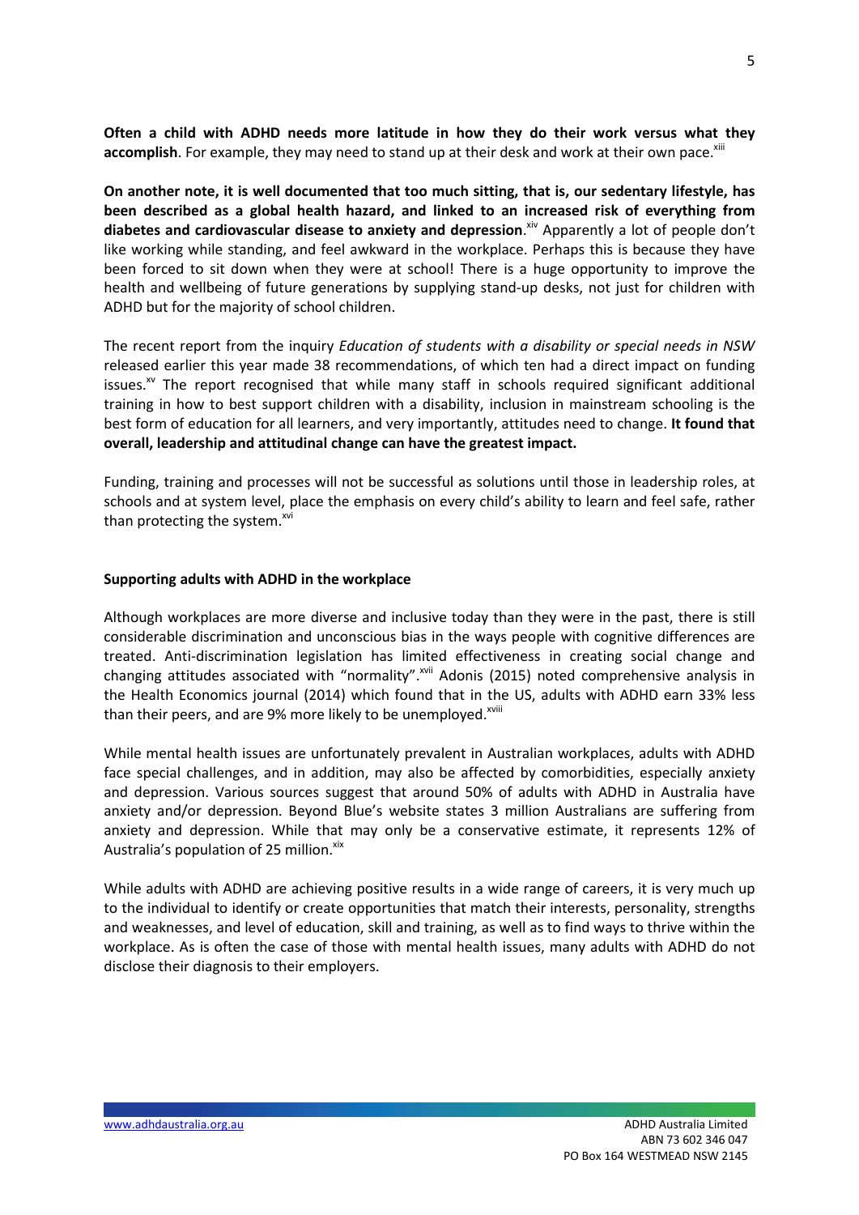**Often a child with ADHD needs more latitude in how they do their work versus what they accomplish**. For example, they may need to stand up at their desk and work at their own pace.[xiii]

**On another note, it is well documented that too much sitting, that is, our sedentary lifestyle, has been described as a global health hazard, and linked to an increased risk of everything from diabetes and cardiovascular disease to anxiety and depression**.[xiv] Apparently a lot of people don't like working while standing, and feel awkward in the workplace. Perhaps this is because they have been forced to sit down when they were at school! There is a huge opportunity to improve the health and wellbeing of future generations by supplying stand-up desks, not just for children with ADHD but for the majority of school children.

The recent report from the inquiry *Education of students with a disability or special needs in NSW* released earlier this year made 38 recommendations, of which ten had a direct impact on funding issues.[xv] The report recognised that while many staff in schools required significant additional training in how to best support children with a disability, inclusion in mainstream schooling is the best form of education for all learners, and very importantly, attitudes need to change. **It found that overall, leadership and attitudinal change can have the greatest impact.**

Funding, training and processes will not be successful as solutions until those in leadership roles, at schools and at system level, place the emphasis on every child's ability to learn and feel safe, rather than protecting the system.[xvi]

**Supporting adults with ADHD in the workplace**

Although workplaces are more diverse and inclusive today than they were in the past, there is still considerable discrimination and unconscious bias in the ways people with cognitive differences are treated. Anti-discrimination legislation has limited effectiveness in creating social change and changing attitudes associated with "normality".[xvii] Adonis (2015) noted comprehensive analysis in the Health Economics journal (2014) which found that in the US, adults with ADHD earn 33% less than their peers, and are 9% more likely to be unemployed.[xviii]

While mental health issues are unfortunately prevalent in Australian workplaces, adults with ADHD face special challenges, and in addition, may also be affected by comorbidities, especially anxiety and depression. Various sources suggest that around 50% of adults with ADHD in Australia have anxiety and/or depression. Beyond Blue's website states 3 million Australians are suffering from anxiety and depression. While that may only be a conservative estimate, it represents 12% of Australia's population of 25 million.[xix]

While adults with ADHD are achieving positive results in a wide range of careers, it is very much up to the individual to identify or create opportunities that match their interests, personality, strengths and weaknesses, and level of education, skill and training, as well as to find ways to thrive within the workplace. As is often the case of those with mental health issues, many adults with ADHD do not disclose their diagnosis to their employers.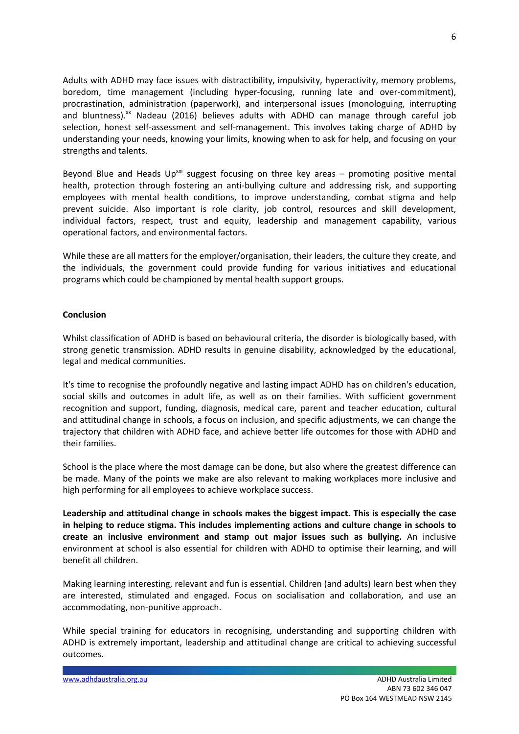Adults with ADHD may face issues with distractibility, impulsivity, hyperactivity, memory problems, boredom, time management (including hyper-focusing, running late and over-commitment), procrastination, administration (paperwork), and interpersonal issues (monologuing, interrupting and bluntness).[xx] Nadeau (2016) believes adults with ADHD can manage through careful job selection, honest self-assessment and self-management. This involves taking charge of ADHD by understanding your needs, knowing your limits, knowing when to ask for help, and focusing on your strengths and talents.

Beyond Blue and Heads Up[xxi] suggest focusing on three key areas – promoting positive mental health, protection through fostering an anti-bullying culture and addressing risk, and supporting employees with mental health conditions, to improve understanding, combat stigma and help prevent suicide. Also important is role clarity, job control, resources and skill development, individual factors, respect, trust and equity, leadership and management capability, various operational factors, and environmental factors.

While these are all matters for the employer/organisation, their leaders, the culture they create, and the individuals, the government could provide funding for various initiatives and educational programs which could be championed by mental health support groups.

**Conclusion**

Whilst classification of ADHD is based on behavioural criteria, the disorder is biologically based, with strong genetic transmission. ADHD results in genuine disability, acknowledged by the educational, legal and medical communities.

It's time to recognise the profoundly negative and lasting impact ADHD has on children's education, social skills and outcomes in adult life, as well as on their families. With sufficient government recognition and support, funding, diagnosis, medical care, parent and teacher education, cultural and attitudinal change in schools, a focus on inclusion, and specific adjustments, we can change the trajectory that children with ADHD face, and achieve better life outcomes for those with ADHD and their families.

School is the place where the most damage can be done, but also where the greatest difference can be made. Many of the points we make are also relevant to making workplaces more inclusive and high performing for all employees to achieve workplace success.

**Leadership and attitudinal change in schools makes the biggest impact. This is especially the case in helping to reduce stigma. This includes implementing actions and culture change in schools to create an inclusive environment and stamp out major issues such as bullying.** An inclusive environment at school is also essential for children with ADHD to optimise their learning, and will benefit all children.

Making learning interesting, relevant and fun is essential. Children (and adults) learn best when they are interested, stimulated and engaged. Focus on socialisation and collaboration, and use an accommodating, non-punitive approach.

While special training for educators in recognising, understanding and supporting children with ADHD is extremely important, leadership and attitudinal change are critical to achieving successful outcomes.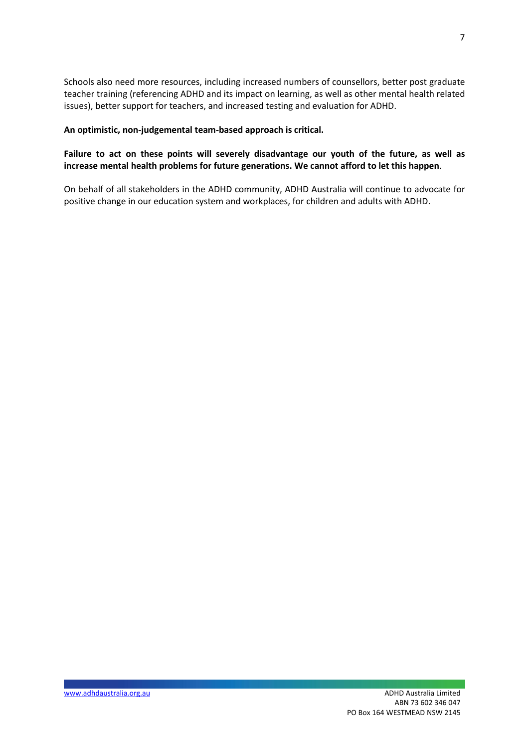Schools also need more resources, including increased numbers of counsellors, better post graduate teacher training (referencing ADHD and its impact on learning, as well as other mental health related issues), better support for teachers, and increased testing and evaluation for ADHD.

**An optimistic, non-judgemental team-based approach is critical.**

**Failure to act on these points will severely disadvantage our youth of the future, as well as increase mental health problems for future generations. We cannot afford to let this happen**.

On behalf of all stakeholders in the ADHD community, ADHD Australia will continue to advocate for positive change in our education system and workplaces, for children and adults with ADHD.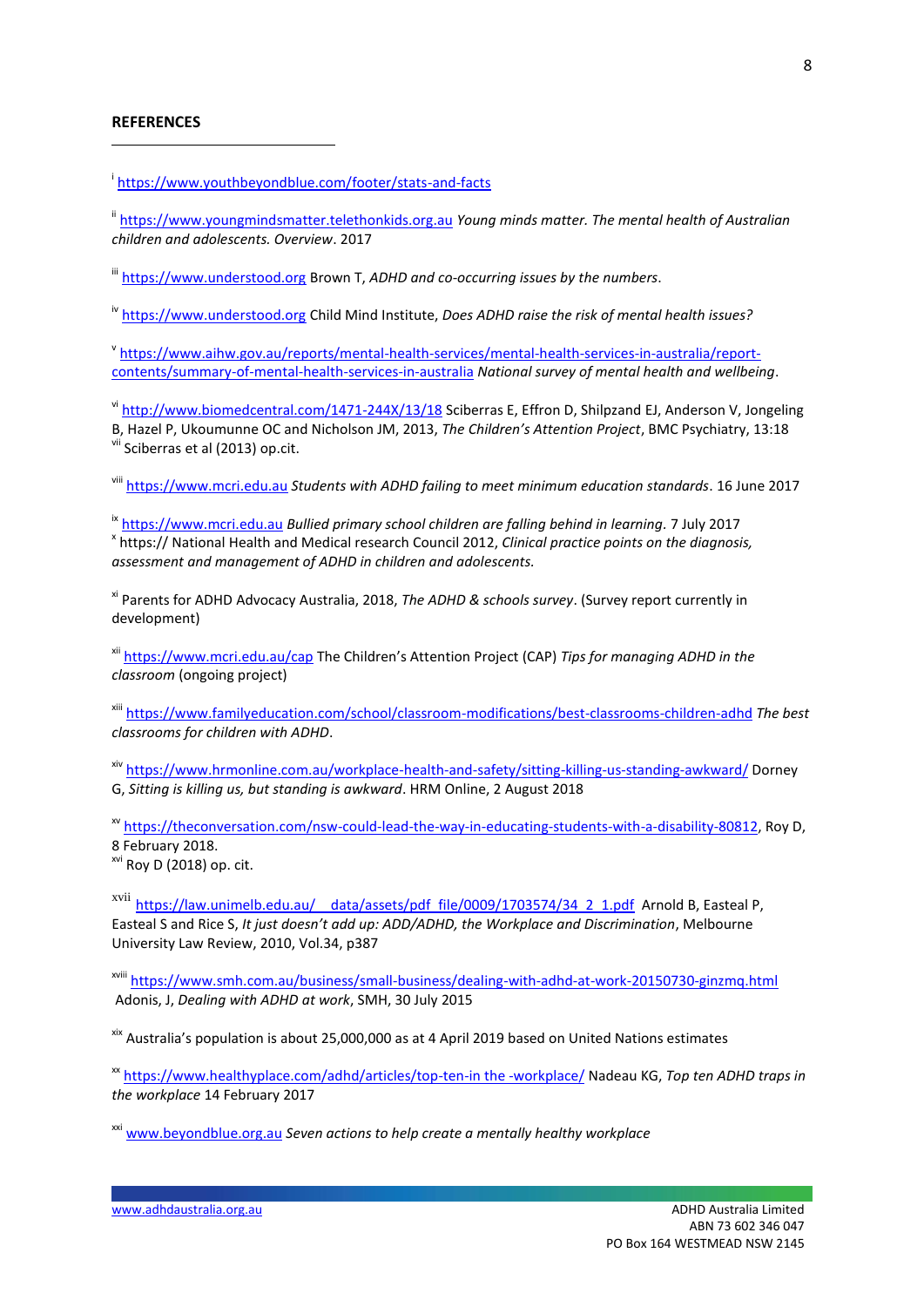**REFERENCES**

---

[i] https://www.youthbeyondblue.com/footer/stats-and-facts

[ii] https://www.youngmindsmatter.telethonkids.org.au *Young minds matter. The mental health of Australian children and adolescents. Overview*. 2017

[iii] https://www.understood.org Brown T, *ADHD and co-occurring issues by the numbers*.

[iv] https://www.understood.org Child Mind Institute, *Does ADHD raise the risk of mental health issues?*

[v] https://www.aihw.gov.au/reports/mental-health-services/mental-health-services-in-australia/report-contents/summary-of-mental-health-services-in-australia *National survey of mental health and wellbeing*.

[vi] http://www.biomedcentral.com/1471-244X/13/18 Sciberras E, Effron D, Shilpzand EJ, Anderson V, Jongeling B, Hazel P, Ukoumunne OC and Nicholson JM, 2013, *The Children's Attention Project*, BMC Psychiatry, 13:18

[vii] Sciberras et al (2013) op.cit.

[viii] https://www.mcri.edu.au *Students with ADHD failing to meet minimum education standards*. 16 June 2017

[ix] https://www.mcri.edu.au *Bullied primary school children are falling behind in learning*. 7 July 2017

[x] https:// National Health and Medical research Council 2012, *Clinical practice points on the diagnosis, assessment and management of ADHD in children and adolescents.*

[xi] Parents for ADHD Advocacy Australia, 2018, *The ADHD & schools survey*. (Survey report currently in development)

[xii] https://www.mcri.edu.au/cap The Children's Attention Project (CAP) *Tips for managing ADHD in the classroom* (ongoing project)

[xiii] https://www.familyeducation.com/school/classroom-modifications/best-classrooms-children-adhd *The best classrooms for children with ADHD*.

[xiv] https://www.hrmonline.com.au/workplace-health-and-safety/sitting-killing-us-standing-awkward/ Dorney G, *Sitting is killing us, but standing is awkward*. HRM Online, 2 August 2018

[xv] https://theconversation.com/nsw-could-lead-the-way-in-educating-students-with-a-disability-80812, Roy D, 8 February 2018.

[xvi] Roy D (2018) op. cit.

[xvii] https://law.unimelb.edu.au/__data/assets/pdf_file/0009/1703574/34_2_1.pdf Arnold B, Easteal P, Easteal S and Rice S, *It just doesn't add up: ADD/ADHD, the Workplace and Discrimination*, Melbourne University Law Review, 2010, Vol.34, p387

[xviii] https://www.smh.com.au/business/small-business/dealing-with-adhd-at-work-20150730-ginzmq.html Adonis, J, *Dealing with ADHD at work*, SMH, 30 July 2015

[xix] Australia's population is about 25,000,000 as at 4 April 2019 based on United Nations estimates

[xx] https://www.healthyplace.com/adhd/articles/top-ten-in the -workplace/ Nadeau KG, *Top ten ADHD traps in the workplace* 14 February 2017

[xxi] www.beyondblue.org.au *Seven actions to help create a mentally healthy workplace*

www.adhdaustralia.org.au

ADHD Australia Limited
ABN 73 602 346 047
PO Box 164 WESTMEAD NSW 2145